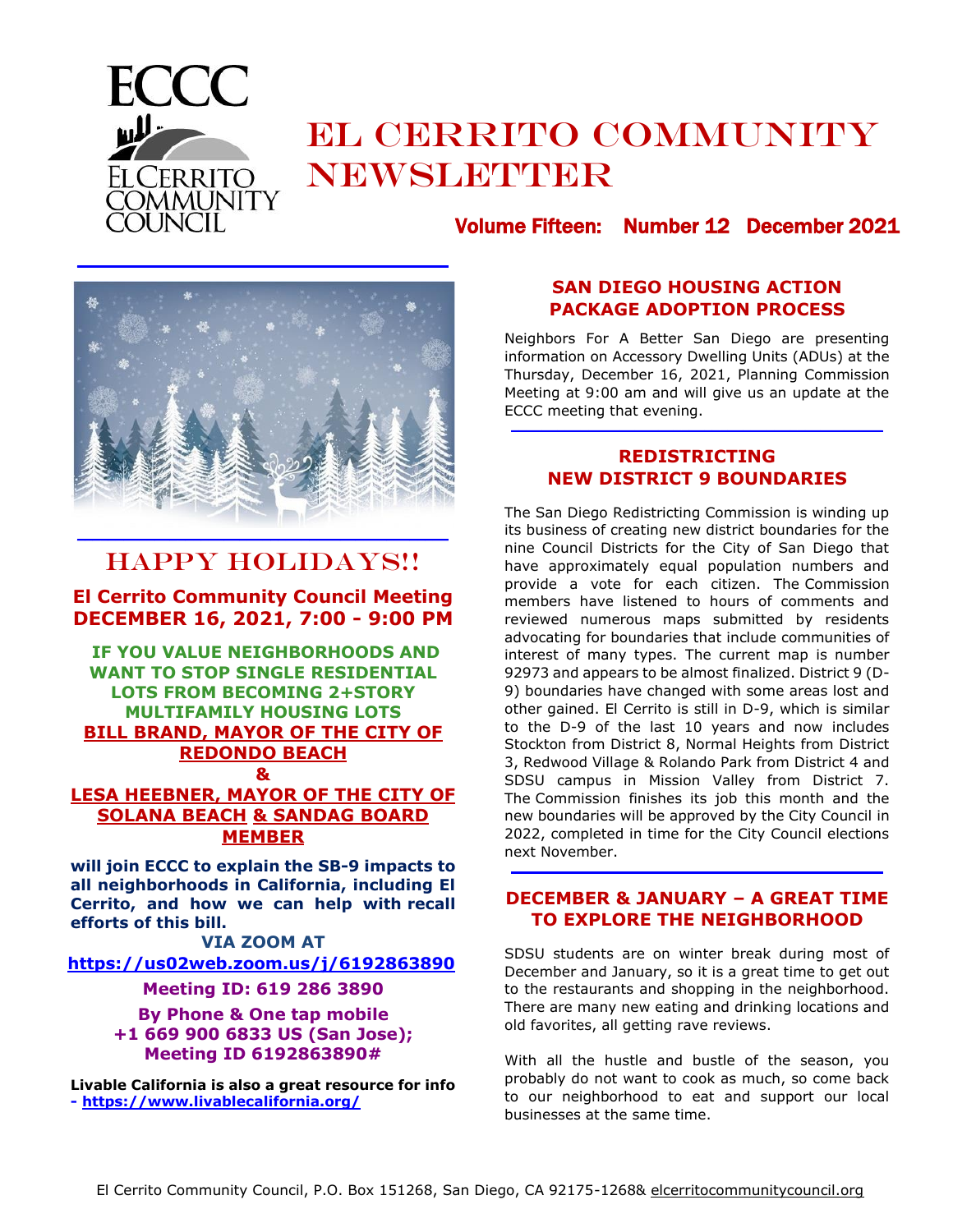# El Cerrito Community Newsletter

ECCC El Cerrito Community Council

**Volume Fifteen: Number 12 December 2021**

## HAPPY HOLIDAYS!!

**El Cerrito Community Council Meeting**
**DECEMBER 16, 2021, 7:00 - 9:00 PM**

**IF YOU VALUE NEIGHBORHOODS AND WANT TO STOP SINGLE RESIDENTIAL LOTS FROM BECOMING 2+STORY MULTIFAMILY HOUSING LOTS**

**BILL BRAND, MAYOR OF THE CITY OF REDONDO BEACH**

**&**

**LESA HEEBNER, MAYOR OF THE CITY OF SOLANA BEACH & SANDAG BOARD MEMBER**

**will join ECCC to explain the SB-9 impacts to all neighborhoods in California, including El Cerrito, and how we can help with recall efforts of this bill.**

**VIA ZOOM AT**

**https://us02web.zoom.us/j/6192863890**

**Meeting ID: 619 286 3890**

**By Phone & One tap mobile**
**+1 669 900 6833 US (San Jose);**
**Meeting ID 6192863890#**

**Livable California is also a great resource for info - https://www.livablecalifornia.org/**

## SAN DIEGO HOUSING ACTION PACKAGE ADOPTION PROCESS

Neighbors For A Better San Diego are presenting information on Accessory Dwelling Units (ADUs) at the Thursday, December 16, 2021, Planning Commission Meeting at 9:00 am and will give us an update at the ECCC meeting that evening.

## REDISTRICTING NEW DISTRICT 9 BOUNDARIES

The San Diego Redistricting Commission is winding up its business of creating new district boundaries for the nine Council Districts for the City of San Diego that have approximately equal population numbers and provide a vote for each citizen. The Commission members have listened to hours of comments and reviewed numerous maps submitted by residents advocating for boundaries that include communities of interest of many types. The current map is number 92973 and appears to be almost finalized. District 9 (D-9) boundaries have changed with some areas lost and other gained. El Cerrito is still in D-9, which is similar to the D-9 of the last 10 years and now includes Stockton from District 8, Normal Heights from District 3, Redwood Village & Rolando Park from District 4 and SDSU campus in Mission Valley from District 7. The Commission finishes its job this month and the new boundaries will be approved by the City Council in 2022, completed in time for the City Council elections next November.

## DECEMBER & JANUARY – A GREAT TIME TO EXPLORE THE NEIGHBORHOOD

SDSU students are on winter break during most of December and January, so it is a great time to get out to the restaurants and shopping in the neighborhood. There are many new eating and drinking locations and old favorites, all getting rave reviews.

With all the hustle and bustle of the season, you probably do not want to cook as much, so come back to our neighborhood to eat and support our local businesses at the same time.

El Cerrito Community Council, P.O. Box 151268, San Diego, CA 92175-1268& elcerritocommunitycouncil.org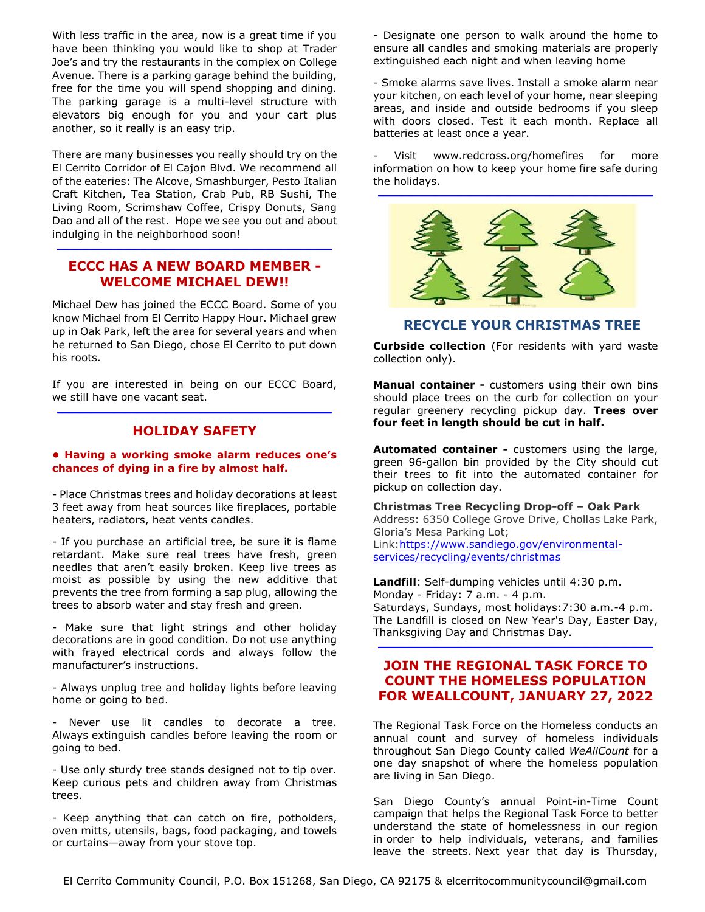With less traffic in the area, now is a great time if you have been thinking you would like to shop at Trader Joe's and try the restaurants in the complex on College Avenue. There is a parking garage behind the building, free for the time you will spend shopping and dining. The parking garage is a multi-level structure with elevators big enough for you and your cart plus another, so it really is an easy trip.

There are many businesses you really should try on the El Cerrito Corridor of El Cajon Blvd. We recommend all of the eateries: The Alcove, Smashburger, Pesto Italian Craft Kitchen, Tea Station, Crab Pub, RB Sushi, The Living Room, Scrimshaw Coffee, Crispy Donuts, Sang Dao and all of the rest. Hope we see you out and about indulging in the neighborhood soon!

## ECCC HAS A NEW BOARD MEMBER - WELCOME MICHAEL DEW!!

Michael Dew has joined the ECCC Board. Some of you know Michael from El Cerrito Happy Hour. Michael grew up in Oak Park, left the area for several years and when he returned to San Diego, chose El Cerrito to put down his roots.

If you are interested in being on our ECCC Board, we still have one vacant seat.

## HOLIDAY SAFETY

**• Having a working smoke alarm reduces one's chances of dying in a fire by almost half.**

- Place Christmas trees and holiday decorations at least 3 feet away from heat sources like fireplaces, portable heaters, radiators, heat vents candles.

- If you purchase an artificial tree, be sure it is flame retardant. Make sure real trees have fresh, green needles that aren't easily broken. Keep live trees as moist as possible by using the new additive that prevents the tree from forming a sap plug, allowing the trees to absorb water and stay fresh and green.

- Make sure that light strings and other holiday decorations are in good condition. Do not use anything with frayed electrical cords and always follow the manufacturer's instructions.

- Always unplug tree and holiday lights before leaving home or going to bed.

- Never use lit candles to decorate a tree. Always extinguish candles before leaving the room or going to bed.

- Use only sturdy tree stands designed not to tip over. Keep curious pets and children away from Christmas trees.

- Keep anything that can catch on fire, potholders, oven mitts, utensils, bags, food packaging, and towels or curtains—away from your stove top.

- Designate one person to walk around the home to ensure all candles and smoking materials are properly extinguished each night and when leaving home

- Smoke alarms save lives. Install a smoke alarm near your kitchen, on each level of your home, near sleeping areas, and inside and outside bedrooms if you sleep with doors closed. Test it each month. Replace all batteries at least once a year.

- Visit www.redcross.org/homefires for more information on how to keep your home fire safe during the holidays.

## RECYCLE YOUR CHRISTMAS TREE

**Curbside collection** (For residents with yard waste collection only).

**Manual container -** customers using their own bins should place trees on the curb for collection on your regular greenery recycling pickup day. **Trees over four feet in length should be cut in half.**

**Automated container -** customers using the large, green 96-gallon bin provided by the City should cut their trees to fit into the automated container for pickup on collection day.

**Christmas Tree Recycling Drop-off – Oak Park**
Address: 6350 College Grove Drive, Chollas Lake Park, Gloria's Mesa Parking Lot;
Link: https://www.sandiego.gov/environmental-services/recycling/events/christmas

**Landfill**: Self-dumping vehicles until 4:30 p.m.
Monday - Friday: 7 a.m. - 4 p.m.
Saturdays, Sundays, most holidays: 7:30 a.m.-4 p.m.
The Landfill is closed on New Year's Day, Easter Day, Thanksgiving Day and Christmas Day.

## JOIN THE REGIONAL TASK FORCE TO COUNT THE HOMELESS POPULATION FOR WEALLCOUNT, JANUARY 27, 2022

The Regional Task Force on the Homeless conducts an annual count and survey of homeless individuals throughout San Diego County called *WeAllCount* for a one day snapshot of where the homeless population are living in San Diego.

San Diego County's annual Point-in-Time Count campaign that helps the Regional Task Force to better understand the state of homelessness in our region in order to help individuals, veterans, and families leave the streets. Next year that day is Thursday,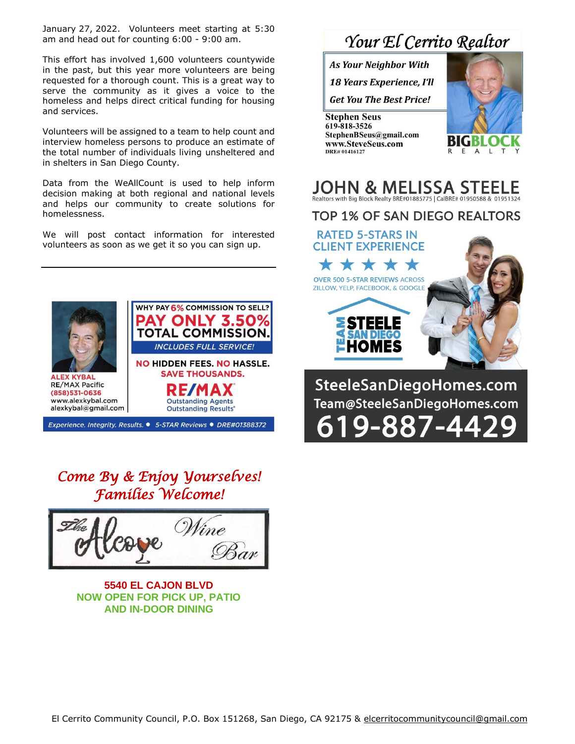January 27, 2022. Volunteers meet starting at 5:30 am and head out for counting 6:00 - 9:00 am.

This effort has involved 1,600 volunteers countywide in the past, but this year more volunteers are being requested for a thorough count. This is a great way to serve the community as it gives a voice to the homeless and helps direct critical funding for housing and services.

Volunteers will be assigned to a team to help count and interview homeless persons to produce an estimate of the total number of individuals living unsheltered and in shelters in San Diego County.

Data from the WeAllCount is used to help inform decision making at both regional and national levels and helps our community to create solutions for homelessness.

We will post contact information for interested volunteers as soon as we get it so you can sign up.

---

**ALEX KYBAL**
RE/MAX Pacific
(858)531-0636
www.alexkybal.com
alexkybal@gmail.com

WHY PAY 6% COMMISSION TO SELL?
**PAY ONLY 3.50% TOTAL COMMISSION.**
*INCLUDES FULL SERVICE!*

**NO HIDDEN FEES. NO HASSLE.**
**SAVE THOUSANDS.**

RE/MAX
Outstanding Agents
Outstanding Results®

*Experience. Integrity. Results. • 5-STAR Reviews • DRE#01388372*

---

*Come By & Enjoy Yourselves!*
*Families Welcome!*

The Alcove Wine Bar

**5540 EL CAJON BLVD**
**NOW OPEN FOR PICK UP, PATIO AND IN-DOOR DINING**

---

*Your El Cerrito Realtor*

***As Your Neighbor With 18 Years Experience, I'll Get You The Best Price!***

**Stephen Seus**
619-818-3526
StephenBSeus@gmail.com
www.SteveSeus.com
DRE# 01416127

BIG BLOCK REALTY

---

**JOHN & MELISSA STEELE**
Realtors with Big Block Realty BRE#01885775 | CalBRE# 01950588 & 01951324

TOP 1% OF SAN DIEGO REALTORS

RATED 5-STARS IN CLIENT EXPERIENCE
★★★★★
OVER 500 5-STAR REVIEWS ACROSS ZILLOW, YELP, FACEBOOK, & GOOGLE

TEAM STEELE SAN DIEGO HOMES

SteeleSanDiegoHomes.com
Team@SteeleSanDiegoHomes.com
619-887-4429

El Cerrito Community Council, P.O. Box 151268, San Diego, CA 92175 & elcerritocommunitycouncil@gmail.com